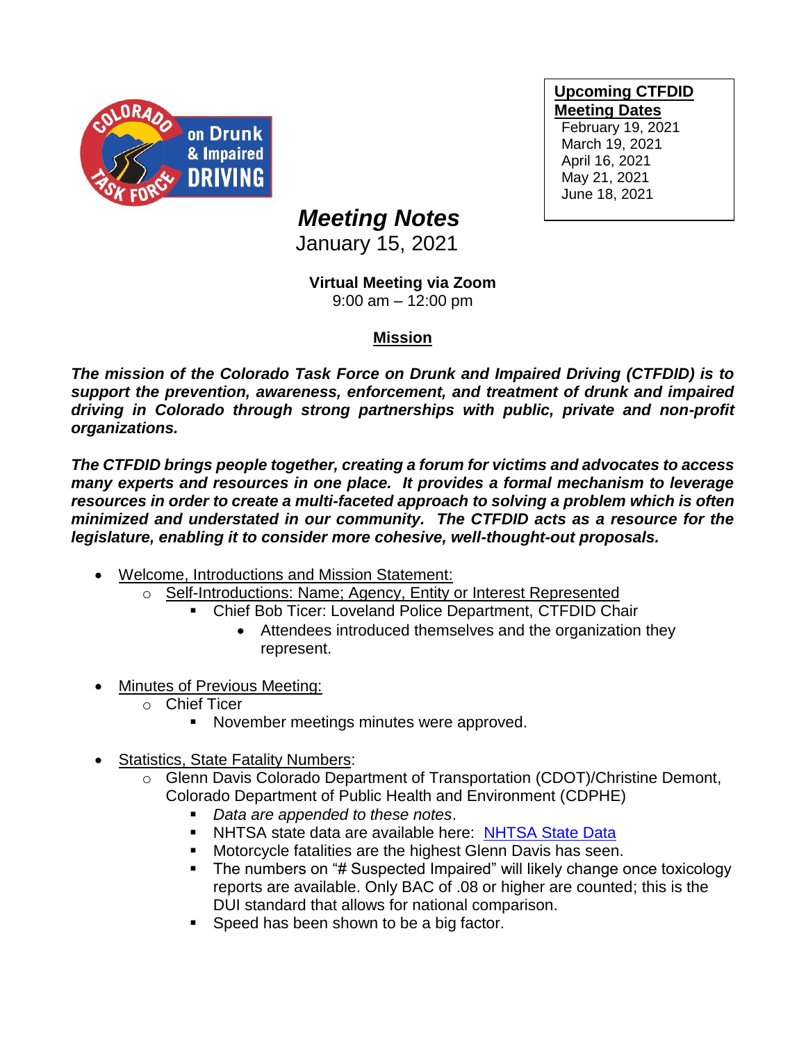**Upcoming CTFDID Meeting Dates**
February 19, 2021
March 19, 2021
April 16, 2021
May 21, 2021
June 18, 2021

# *Meeting Notes*

January 15, 2021

**Virtual Meeting via Zoom**
9:00 am – 12:00 pm

## Mission

***The mission of the Colorado Task Force on Drunk and Impaired Driving (CTFDID) is to support the prevention, awareness, enforcement, and treatment of drunk and impaired driving in Colorado through strong partnerships with public, private and non-profit organizations.***

***The CTFDID brings people together, creating a forum for victims and advocates to access many experts and resources in one place. It provides a formal mechanism to leverage resources in order to create a multi-faceted approach to solving a problem which is often minimized and understated in our community. The CTFDID acts as a resource for the legislature, enabling it to consider more cohesive, well-thought-out proposals.***

- Welcome, Introductions and Mission Statement:
  - Self-Introductions: Name; Agency, Entity or Interest Represented
    - Chief Bob Ticer: Loveland Police Department, CTFDID Chair
      - Attendees introduced themselves and the organization they represent.

- Minutes of Previous Meeting:
  - Chief Ticer
    - November meetings minutes were approved.

- Statistics, State Fatality Numbers:
  - Glenn Davis Colorado Department of Transportation (CDOT)/Christine Demont, Colorado Department of Public Health and Environment (CDPHE)
    - *Data are appended to these notes*.
    - NHTSA state data are available here: [NHTSA State Data]
    - Motorcycle fatalities are the highest Glenn Davis has seen.
    - The numbers on "# Suspected Impaired" will likely change once toxicology reports are available. Only BAC of .08 or higher are counted; this is the DUI standard that allows for national comparison.
    - Speed has been shown to be a big factor.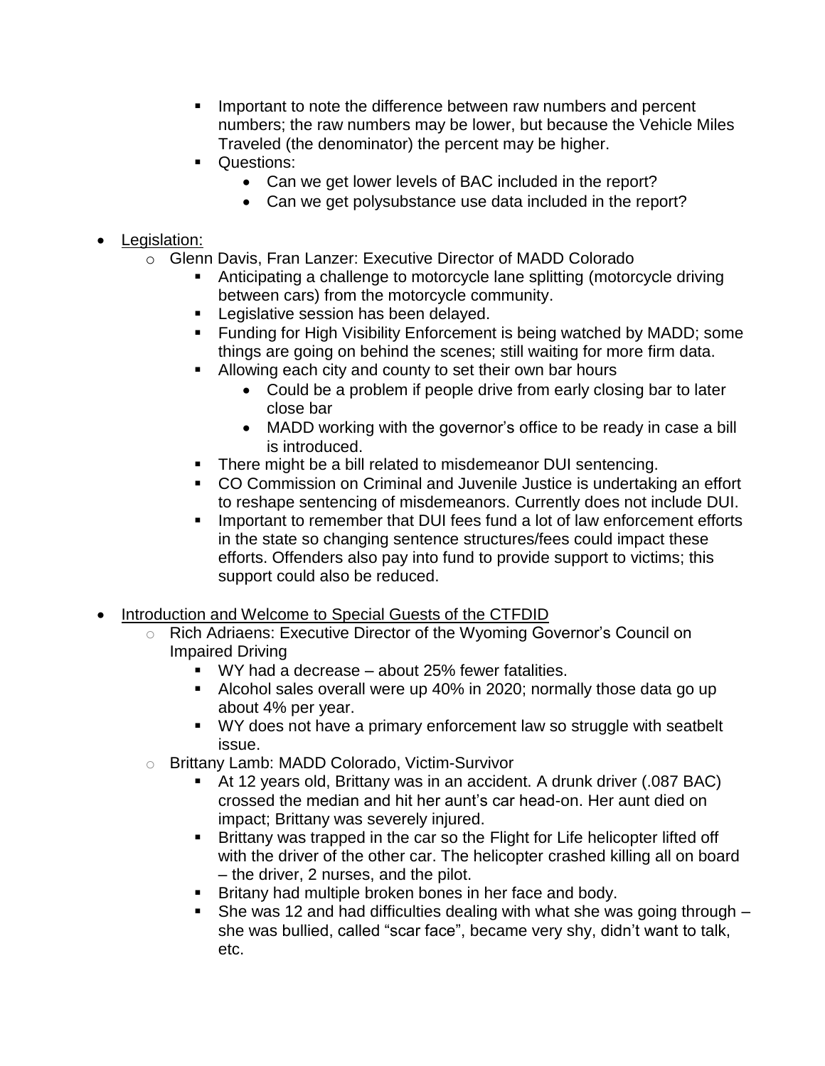- Important to note the difference between raw numbers and percent numbers; the raw numbers may be lower, but because the Vehicle Miles Traveled (the denominator) the percent may be higher.
      - Questions:
        - Can we get lower levels of BAC included in the report?
        - Can we get polysubstance use data included in the report?

- <u>Legislation:</u>
  - Glenn Davis, Fran Lanzer: Executive Director of MADD Colorado
    - Anticipating a challenge to motorcycle lane splitting (motorcycle driving between cars) from the motorcycle community.
    - Legislative session has been delayed.
    - Funding for High Visibility Enforcement is being watched by MADD; some things are going on behind the scenes; still waiting for more firm data.
    - Allowing each city and county to set their own bar hours
      - Could be a problem if people drive from early closing bar to later close bar
      - MADD working with the governor's office to be ready in case a bill is introduced.
    - There might be a bill related to misdemeanor DUI sentencing.
    - CO Commission on Criminal and Juvenile Justice is undertaking an effort to reshape sentencing of misdemeanors. Currently does not include DUI.
    - Important to remember that DUI fees fund a lot of law enforcement efforts in the state so changing sentence structures/fees could impact these efforts. Offenders also pay into fund to provide support to victims; this support could also be reduced.

- <u>Introduction and Welcome to Special Guests of the CTFDID</u>
  - Rich Adriaens: Executive Director of the Wyoming Governor's Council on Impaired Driving
    - WY had a decrease – about 25% fewer fatalities.
    - Alcohol sales overall were up 40% in 2020; normally those data go up about 4% per year.
    - WY does not have a primary enforcement law so struggle with seatbelt issue.
  - Brittany Lamb: MADD Colorado, Victim-Survivor
    - At 12 years old, Brittany was in an accident. A drunk driver (.087 BAC) crossed the median and hit her aunt's car head-on. Her aunt died on impact; Brittany was severely injured.
    - Brittany was trapped in the car so the Flight for Life helicopter lifted off with the driver of the other car. The helicopter crashed killing all on board – the driver, 2 nurses, and the pilot.
    - Britany had multiple broken bones in her face and body.
    - She was 12 and had difficulties dealing with what she was going through – she was bullied, called "scar face", became very shy, didn't want to talk, etc.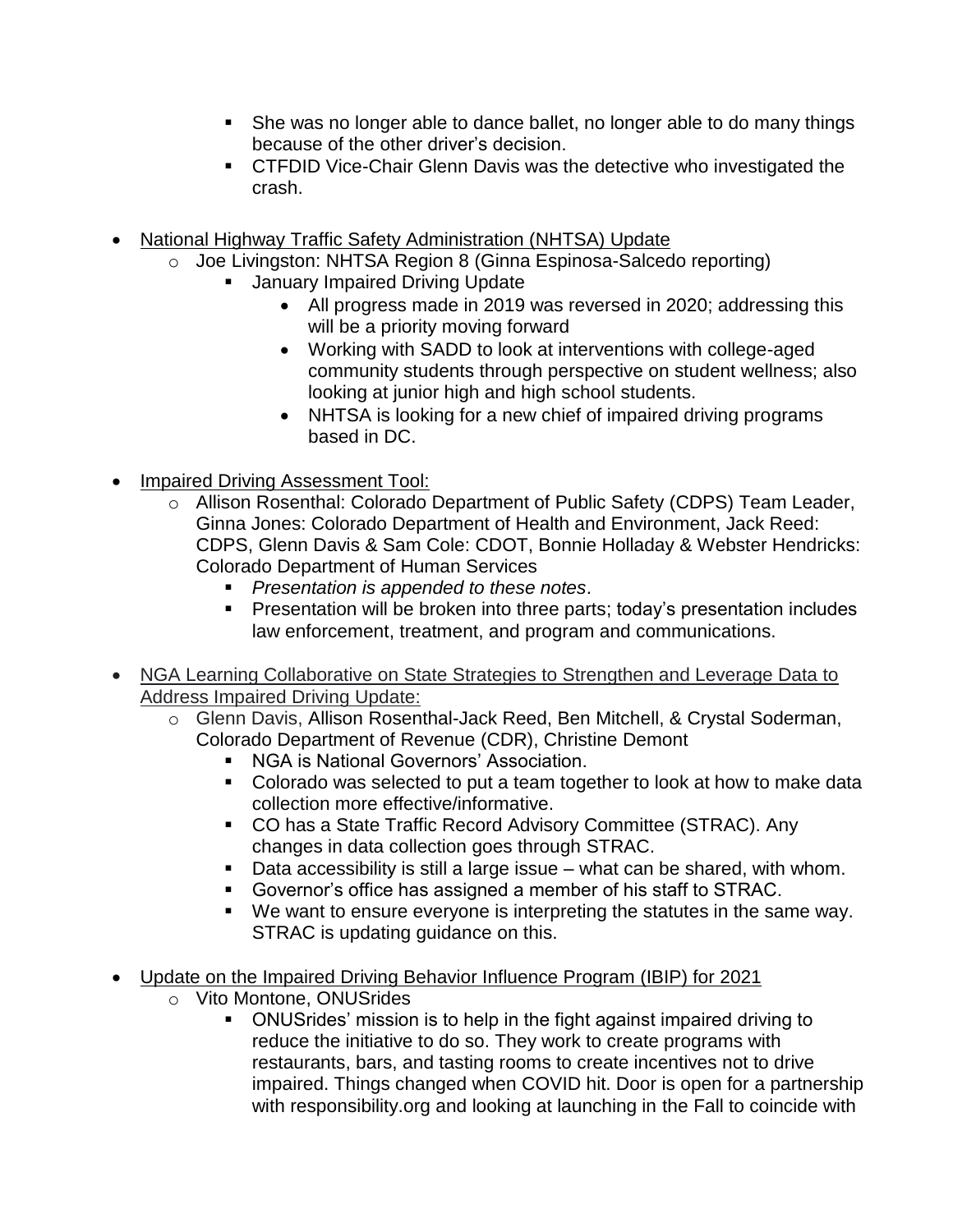- She was no longer able to dance ballet, no longer able to do many things because of the other driver's decision.
    - CTFDID Vice-Chair Glenn Davis was the detective who investigated the crash.

- National Highway Traffic Safety Administration (NHTSA) Update
  - Joe Livingston: NHTSA Region 8 (Ginna Espinosa-Salcedo reporting)
    - January Impaired Driving Update
      - All progress made in 2019 was reversed in 2020; addressing this will be a priority moving forward
      - Working with SADD to look at interventions with college-aged community students through perspective on student wellness; also looking at junior high and high school students.
      - NHTSA is looking for a new chief of impaired driving programs based in DC.

- Impaired Driving Assessment Tool:
  - Allison Rosenthal: Colorado Department of Public Safety (CDPS) Team Leader, Ginna Jones: Colorado Department of Health and Environment, Jack Reed: CDPS, Glenn Davis & Sam Cole: CDOT, Bonnie Holladay & Webster Hendricks: Colorado Department of Human Services
    - *Presentation is appended to these notes*.
    - Presentation will be broken into three parts; today's presentation includes law enforcement, treatment, and program and communications.

- NGA Learning Collaborative on State Strategies to Strengthen and Leverage Data to Address Impaired Driving Update:
  - Glenn Davis, Allison Rosenthal-Jack Reed, Ben Mitchell, & Crystal Soderman, Colorado Department of Revenue (CDR), Christine Demont
    - NGA is National Governors' Association.
    - Colorado was selected to put a team together to look at how to make data collection more effective/informative.
    - CO has a State Traffic Record Advisory Committee (STRAC). Any changes in data collection goes through STRAC.
    - Data accessibility is still a large issue – what can be shared, with whom.
    - Governor's office has assigned a member of his staff to STRAC.
    - We want to ensure everyone is interpreting the statutes in the same way. STRAC is updating guidance on this.

- Update on the Impaired Driving Behavior Influence Program (IBIP) for 2021
  - Vito Montone, ONUSrides
    - ONUSrides' mission is to help in the fight against impaired driving to reduce the initiative to do so. They work to create programs with restaurants, bars, and tasting rooms to create incentives not to drive impaired. Things changed when COVID hit. Door is open for a partnership with responsibility.org and looking at launching in the Fall to coincide with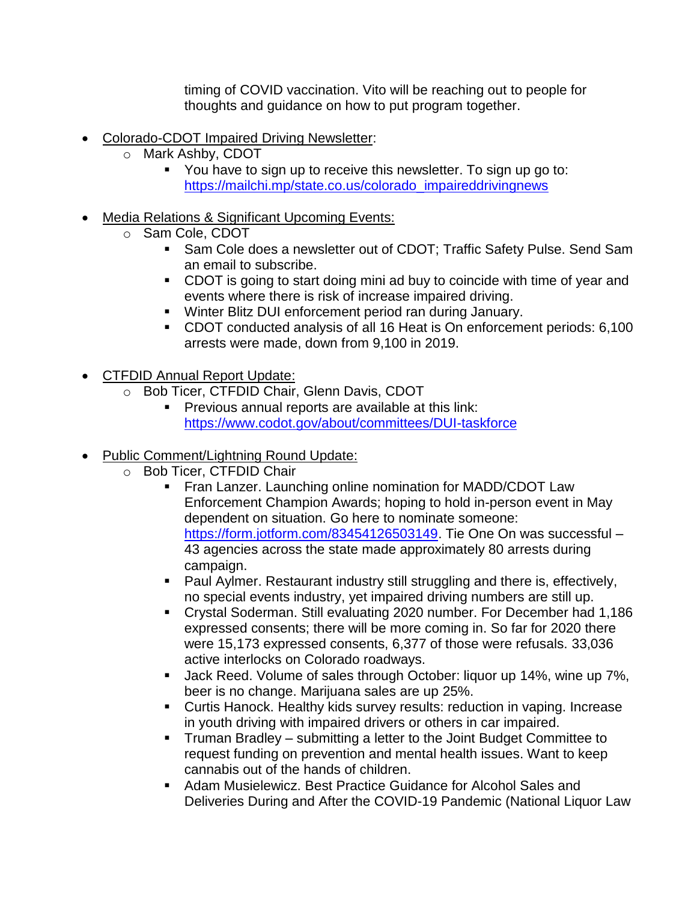timing of COVID vaccination. Vito will be reaching out to people for thoughts and guidance on how to put program together.

- Colorado-CDOT Impaired Driving Newsletter:
  - Mark Ashby, CDOT
    - You have to sign up to receive this newsletter. To sign up go to: https://mailchi.mp/state.co.us/colorado_impaireddrivingnews

- Media Relations & Significant Upcoming Events:
  - Sam Cole, CDOT
    - Sam Cole does a newsletter out of CDOT; Traffic Safety Pulse. Send Sam an email to subscribe.
    - CDOT is going to start doing mini ad buy to coincide with time of year and events where there is risk of increase impaired driving.
    - Winter Blitz DUI enforcement period ran during January.
    - CDOT conducted analysis of all 16 Heat is On enforcement periods: 6,100 arrests were made, down from 9,100 in 2019.

- CTFDID Annual Report Update:
  - Bob Ticer, CTFDID Chair, Glenn Davis, CDOT
    - Previous annual reports are available at this link: https://www.codot.gov/about/committees/DUI-taskforce

- Public Comment/Lightning Round Update:
  - Bob Ticer, CTFDID Chair
    - Fran Lanzer. Launching online nomination for MADD/CDOT Law Enforcement Champion Awards; hoping to hold in-person event in May dependent on situation. Go here to nominate someone: https://form.jotform.com/83454126503149. Tie One On was successful – 43 agencies across the state made approximately 80 arrests during campaign.
    - Paul Aylmer. Restaurant industry still struggling and there is, effectively, no special events industry, yet impaired driving numbers are still up.
    - Crystal Soderman. Still evaluating 2020 number. For December had 1,186 expressed consents; there will be more coming in. So far for 2020 there were 15,173 expressed consents, 6,377 of those were refusals. 33,036 active interlocks on Colorado roadways.
    - Jack Reed. Volume of sales through October: liquor up 14%, wine up 7%, beer is no change. Marijuana sales are up 25%.
    - Curtis Hanock. Healthy kids survey results: reduction in vaping. Increase in youth driving with impaired drivers or others in car impaired.
    - Truman Bradley – submitting a letter to the Joint Budget Committee to request funding on prevention and mental health issues. Want to keep cannabis out of the hands of children.
    - Adam Musielewicz. Best Practice Guidance for Alcohol Sales and Deliveries During and After the COVID-19 Pandemic (National Liquor Law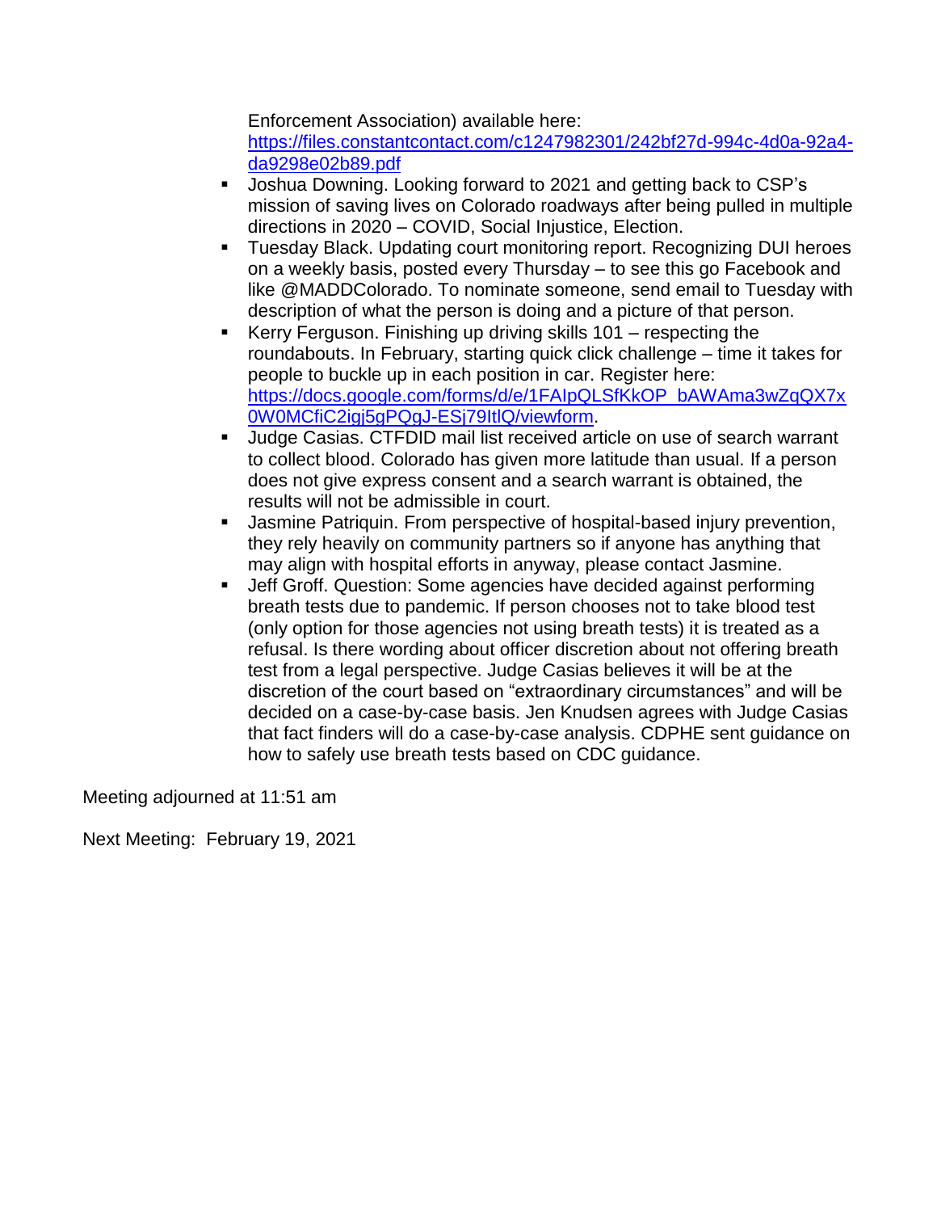Enforcement Association) available here: https://files.constantcontact.com/c1247982301/242bf27d-994c-4d0a-92a4-da9298e02b89.pdf

- Joshua Downing. Looking forward to 2021 and getting back to CSP's mission of saving lives on Colorado roadways after being pulled in multiple directions in 2020 – COVID, Social Injustice, Election.
- Tuesday Black. Updating court monitoring report. Recognizing DUI heroes on a weekly basis, posted every Thursday – to see this go Facebook and like @MADDColorado. To nominate someone, send email to Tuesday with description of what the person is doing and a picture of that person.
- Kerry Ferguson. Finishing up driving skills 101 – respecting the roundabouts. In February, starting quick click challenge – time it takes for people to buckle up in each position in car. Register here: https://docs.google.com/forms/d/e/1FAIpQLSfKkOP_bAWAma3wZqQX7x0W0MCfiC2igj5gPQgJ-ESj79ItlQ/viewform.
- Judge Casias. CTFDID mail list received article on use of search warrant to collect blood. Colorado has given more latitude than usual. If a person does not give express consent and a search warrant is obtained, the results will not be admissible in court.
- Jasmine Patriquin. From perspective of hospital-based injury prevention, they rely heavily on community partners so if anyone has anything that may align with hospital efforts in anyway, please contact Jasmine.
- Jeff Groff. Question: Some agencies have decided against performing breath tests due to pandemic. If person chooses not to take blood test (only option for those agencies not using breath tests) it is treated as a refusal. Is there wording about officer discretion about not offering breath test from a legal perspective. Judge Casias believes it will be at the discretion of the court based on "extraordinary circumstances" and will be decided on a case-by-case basis. Jen Knudsen agrees with Judge Casias that fact finders will do a case-by-case analysis. CDPHE sent guidance on how to safely use breath tests based on CDC guidance.

Meeting adjourned at 11:51 am

Next Meeting: February 19, 2021